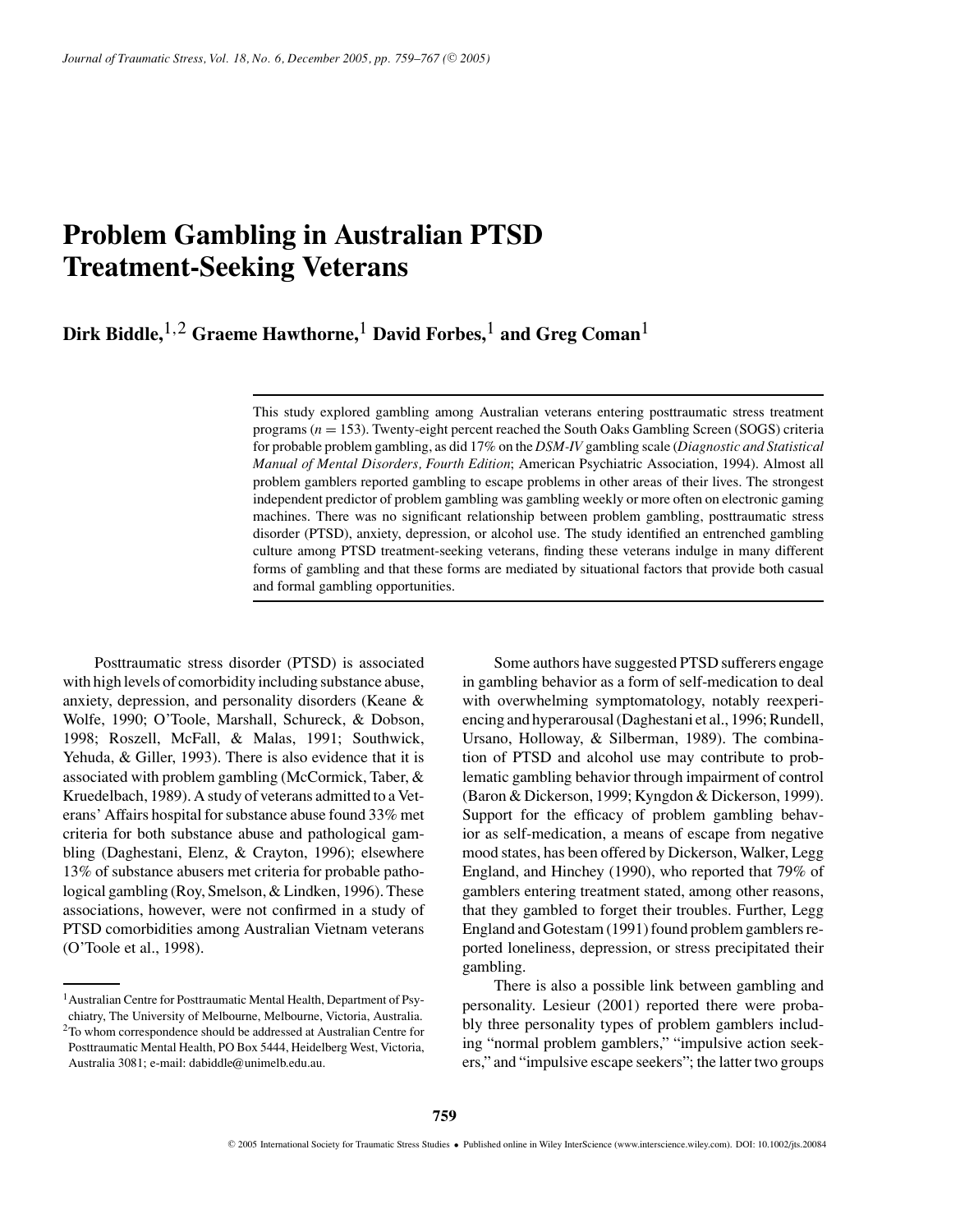# Problem Gambling in Australian PTSD Treatment-Seeking Veterans

**Dirk Biddle,[1,2] Graeme Hawthorne,[1] David Forbes,[1] and Greg Coman[1]**

This study explored gambling among Australian veterans entering posttraumatic stress treatment programs ($n = 153$). Twenty-eight percent reached the South Oaks Gambling Screen (SOGS) criteria for probable problem gambling, as did 17% on the *DSM-IV* gambling scale (*Diagnostic and Statistical Manual of Mental Disorders, Fourth Edition*; American Psychiatric Association, 1994). Almost all problem gamblers reported gambling to escape problems in other areas of their lives. The strongest independent predictor of problem gambling was gambling weekly or more often on electronic gaming machines. There was no significant relationship between problem gambling, posttraumatic stress disorder (PTSD), anxiety, depression, or alcohol use. The study identified an entrenched gambling culture among PTSD treatment-seeking veterans, finding these veterans indulge in many different forms of gambling and that these forms are mediated by situational factors that provide both casual and formal gambling opportunities.

Posttraumatic stress disorder (PTSD) is associated with high levels of comorbidity including substance abuse, anxiety, depression, and personality disorders (Keane & Wolfe, 1990; O'Toole, Marshall, Schureck, & Dobson, 1998; Roszell, McFall, & Malas, 1991; Southwick, Yehuda, & Giller, 1993). There is also evidence that it is associated with problem gambling (McCormick, Taber, & Kruedelbach, 1989). A study of veterans admitted to a Veterans' Affairs hospital for substance abuse found 33% met criteria for both substance abuse and pathological gambling (Daghestani, Elenz, & Crayton, 1996); elsewhere 13% of substance abusers met criteria for probable pathological gambling (Roy, Smelson, & Lindken, 1996). These associations, however, were not confirmed in a study of PTSD comorbidities among Australian Vietnam veterans (O'Toole et al., 1998).

Some authors have suggested PTSD sufferers engage in gambling behavior as a form of self-medication to deal with overwhelming symptomatology, notably reexperiencing and hyperarousal (Daghestani et al., 1996; Rundell, Ursano, Holloway, & Silberman, 1989). The combination of PTSD and alcohol use may contribute to problematic gambling behavior through impairment of control (Baron & Dickerson, 1999; Kyngdon & Dickerson, 1999). Support for the efficacy of problem gambling behavior as self-medication, a means of escape from negative mood states, has been offered by Dickerson, Walker, Legg England, and Hinchey (1990), who reported that 79% of gamblers entering treatment stated, among other reasons, that they gambled to forget their troubles. Further, Legg England and Gotestam (1991) found problem gamblers reported loneliness, depression, or stress precipitated their gambling.

There is also a possible link between gambling and personality. Lesieur (2001) reported there were probably three personality types of problem gamblers including "normal problem gamblers," "impulsive action seekers," and "impulsive escape seekers"; the latter two groups

[1]Australian Centre for Posttraumatic Mental Health, Department of Psychiatry, The University of Melbourne, Melbourne, Victoria, Australia.

[2]To whom correspondence should be addressed at Australian Centre for Posttraumatic Mental Health, PO Box 5444, Heidelberg West, Victoria, Australia 3081; e-mail: dabiddle@unimelb.edu.au.

© 2005 International Society for Traumatic Stress Studies • Published online in Wiley InterScience (www.interscience.wiley.com). DOI: 10.1002/jts.20084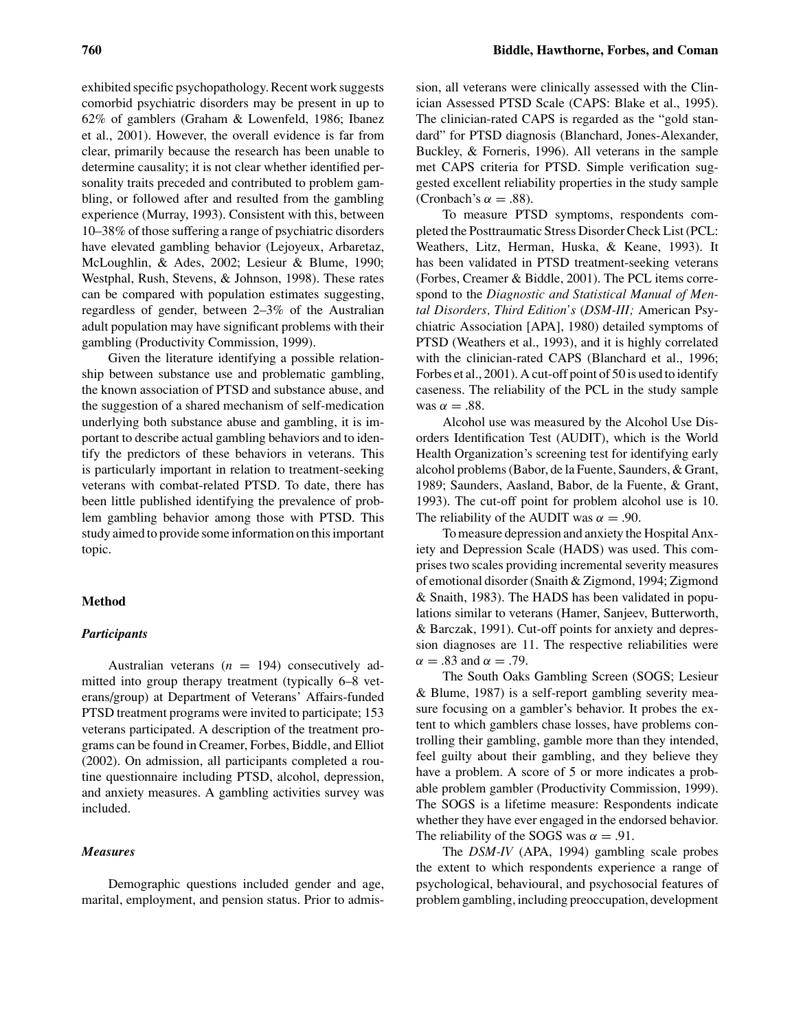exhibited specific psychopathology. Recent work suggests comorbid psychiatric disorders may be present in up to 62% of gamblers (Graham & Lowenfeld, 1986; Ibanez et al., 2001). However, the overall evidence is far from clear, primarily because the research has been unable to determine causality; it is not clear whether identified personality traits preceded and contributed to problem gambling, or followed after and resulted from the gambling experience (Murray, 1993). Consistent with this, between 10–38% of those suffering a range of psychiatric disorders have elevated gambling behavior (Lejoyeux, Arbaretaz, McLoughlin, & Ades, 2002; Lesieur & Blume, 1990; Westphal, Rush, Stevens, & Johnson, 1998). These rates can be compared with population estimates suggesting, regardless of gender, between 2–3% of the Australian adult population may have significant problems with their gambling (Productivity Commission, 1999).

Given the literature identifying a possible relationship between substance use and problematic gambling, the known association of PTSD and substance abuse, and the suggestion of a shared mechanism of self-medication underlying both substance abuse and gambling, it is important to describe actual gambling behaviors and to identify the predictors of these behaviors in veterans. This is particularly important in relation to treatment-seeking veterans with combat-related PTSD. To date, there has been little published identifying the prevalence of problem gambling behavior among those with PTSD. This study aimed to provide some information on this important topic.

## Method

### *Participants*

Australian veterans ($n = 194$) consecutively admitted into group therapy treatment (typically 6–8 veterans/group) at Department of Veterans' Affairs-funded PTSD treatment programs were invited to participate; 153 veterans participated. A description of the treatment programs can be found in Creamer, Forbes, Biddle, and Elliot (2002). On admission, all participants completed a routine questionnaire including PTSD, alcohol, depression, and anxiety measures. A gambling activities survey was included.

### *Measures*

Demographic questions included gender and age, marital, employment, and pension status. Prior to admission, all veterans were clinically assessed with the Clinician Assessed PTSD Scale (CAPS: Blake et al., 1995). The clinician-rated CAPS is regarded as the "gold standard" for PTSD diagnosis (Blanchard, Jones-Alexander, Buckley, & Forneris, 1996). All veterans in the sample met CAPS criteria for PTSD. Simple verification suggested excellent reliability properties in the study sample (Cronbach's $\alpha = .88$).

To measure PTSD symptoms, respondents completed the Posttraumatic Stress Disorder Check List (PCL: Weathers, Litz, Herman, Huska, & Keane, 1993). It has been validated in PTSD treatment-seeking veterans (Forbes, Creamer & Biddle, 2001). The PCL items correspond to the *Diagnostic and Statistical Manual of Mental Disorders, Third Edition's* (*DSM-III;* American Psychiatric Association [APA], 1980) detailed symptoms of PTSD (Weathers et al., 1993), and it is highly correlated with the clinician-rated CAPS (Blanchard et al., 1996; Forbes et al., 2001). A cut-off point of 50 is used to identify caseness. The reliability of the PCL in the study sample was $\alpha = .88$.

Alcohol use was measured by the Alcohol Use Disorders Identification Test (AUDIT), which is the World Health Organization's screening test for identifying early alcohol problems (Babor, de la Fuente, Saunders, & Grant, 1989; Saunders, Aasland, Babor, de la Fuente, & Grant, 1993). The cut-off point for problem alcohol use is 10. The reliability of the AUDIT was $\alpha = .90$.

To measure depression and anxiety the Hospital Anxiety and Depression Scale (HADS) was used. This comprises two scales providing incremental severity measures of emotional disorder (Snaith & Zigmond, 1994; Zigmond & Snaith, 1983). The HADS has been validated in populations similar to veterans (Hamer, Sanjeev, Butterworth, & Barczak, 1991). Cut-off points for anxiety and depression diagnoses are 11. The respective reliabilities were $\alpha = .83$ and $\alpha = .79$.

The South Oaks Gambling Screen (SOGS; Lesieur & Blume, 1987) is a self-report gambling severity measure focusing on a gambler's behavior. It probes the extent to which gamblers chase losses, have problems controlling their gambling, gamble more than they intended, feel guilty about their gambling, and they believe they have a problem. A score of 5 or more indicates a probable problem gambler (Productivity Commission, 1999). The SOGS is a lifetime measure: Respondents indicate whether they have ever engaged in the endorsed behavior. The reliability of the SOGS was $\alpha = .91$.

The *DSM-IV* (APA, 1994) gambling scale probes the extent to which respondents experience a range of psychological, behavioural, and psychosocial features of problem gambling, including preoccupation, development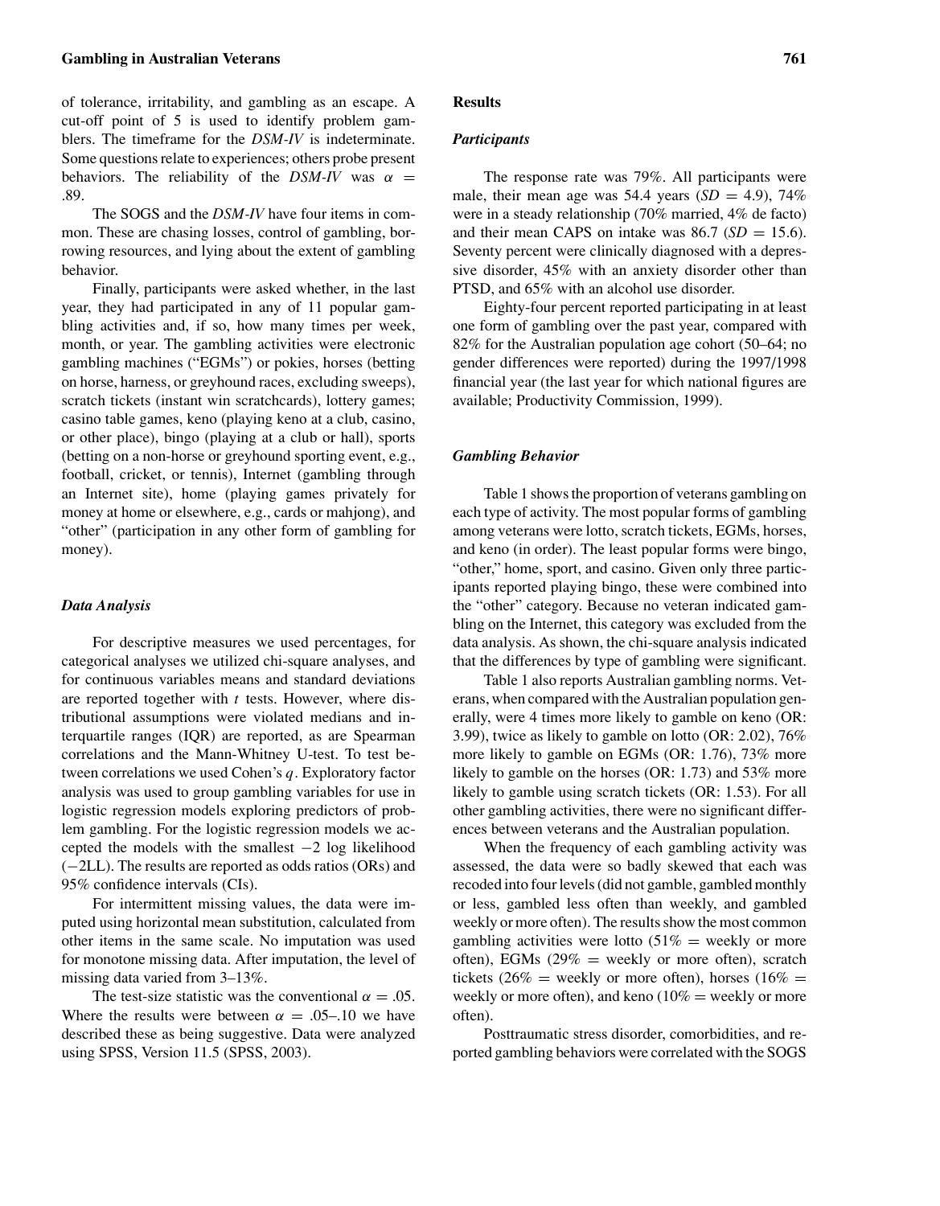of tolerance, irritability, and gambling as an escape. A cut-off point of 5 is used to identify problem gamblers. The timeframe for the *DSM-IV* is indeterminate. Some questions relate to experiences; others probe present behaviors. The reliability of the *DSM-IV* was $\alpha = .89$.

The SOGS and the *DSM-IV* have four items in common. These are chasing losses, control of gambling, borrowing resources, and lying about the extent of gambling behavior.

Finally, participants were asked whether, in the last year, they had participated in any of 11 popular gambling activities and, if so, how many times per week, month, or year. The gambling activities were electronic gambling machines ("EGMs") or pokies, horses (betting on horse, harness, or greyhound races, excluding sweeps), scratch tickets (instant win scratchcards), lottery games; casino table games, keno (playing keno at a club, casino, or other place), bingo (playing at a club or hall), sports (betting on a non-horse or greyhound sporting event, e.g., football, cricket, or tennis), Internet (gambling through an Internet site), home (playing games privately for money at home or elsewhere, e.g., cards or mahjong), and "other" (participation in any other form of gambling for money).

### *Data Analysis*

For descriptive measures we used percentages, for categorical analyses we utilized chi-square analyses, and for continuous variables means and standard deviations are reported together with $t$ tests. However, where distributional assumptions were violated medians and interquartile ranges (IQR) are reported, as are Spearman correlations and the Mann-Whitney U-test. To test between correlations we used Cohen's $q$. Exploratory factor analysis was used to group gambling variables for use in logistic regression models exploring predictors of problem gambling. For the logistic regression models we accepted the models with the smallest $-2$ log likelihood ($-2$LL). The results are reported as odds ratios (ORs) and 95% confidence intervals (CIs).

For intermittent missing values, the data were imputed using horizontal mean substitution, calculated from other items in the same scale. No imputation was used for monotone missing data. After imputation, the level of missing data varied from 3–13%.

The test-size statistic was the conventional $\alpha = .05$. Where the results were between $\alpha = .05$–$.10$ we have described these as being suggestive. Data were analyzed using SPSS, Version 11.5 (SPSS, 2003).

## Results

### *Participants*

The response rate was 79%. All participants were male, their mean age was 54.4 years ($SD = 4.9$), 74% were in a steady relationship (70% married, 4% de facto) and their mean CAPS on intake was 86.7 ($SD = 15.6$). Seventy percent were clinically diagnosed with a depressive disorder, 45% with an anxiety disorder other than PTSD, and 65% with an alcohol use disorder.

Eighty-four percent reported participating in at least one form of gambling over the past year, compared with 82% for the Australian population age cohort (50–64; no gender differences were reported) during the 1997/1998 financial year (the last year for which national figures are available; Productivity Commission, 1999).

### *Gambling Behavior*

Table 1 shows the proportion of veterans gambling on each type of activity. The most popular forms of gambling among veterans were lotto, scratch tickets, EGMs, horses, and keno (in order). The least popular forms were bingo, "other," home, sport, and casino. Given only three participants reported playing bingo, these were combined into the "other" category. Because no veteran indicated gambling on the Internet, this category was excluded from the data analysis. As shown, the chi-square analysis indicated that the differences by type of gambling were significant.

Table 1 also reports Australian gambling norms. Veterans, when compared with the Australian population generally, were 4 times more likely to gamble on keno (OR: 3.99), twice as likely to gamble on lotto (OR: 2.02), 76% more likely to gamble on EGMs (OR: 1.76), 73% more likely to gamble on the horses (OR: 1.73) and 53% more likely to gamble using scratch tickets (OR: 1.53). For all other gambling activities, there were no significant differences between veterans and the Australian population.

When the frequency of each gambling activity was assessed, the data were so badly skewed that each was recoded into four levels (did not gamble, gambled monthly or less, gambled less often than weekly, and gambled weekly or more often). The results show the most common gambling activities were lotto (51% = weekly or more often), EGMs (29% = weekly or more often), scratch tickets (26% = weekly or more often), horses (16% = weekly or more often), and keno (10% = weekly or more often).

Posttraumatic stress disorder, comorbidities, and reported gambling behaviors were correlated with the SOGS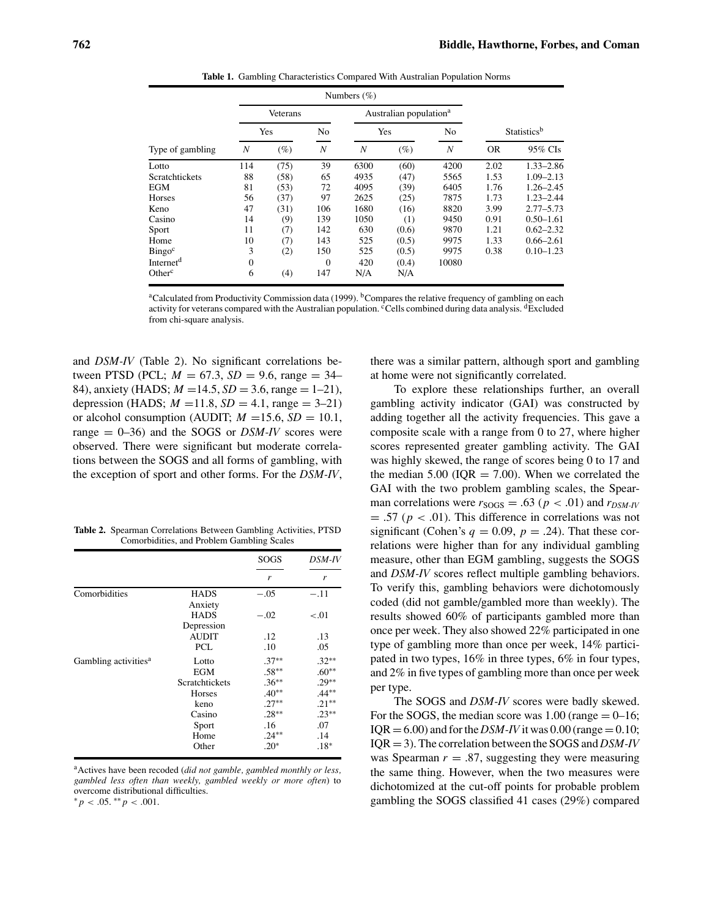**Table 1.** Gambling Characteristics Compared With Australian Population Norms

| | Numbers (%) | | | | | | | |
|---|---|---|---|---|---|---|---|---|
| | Veterans | | | Australian population[a] | | | Statistics[b] | |
| | Yes | | No | Yes | | No | | |
| Type of gambling | *N* | (%) | *N* | *N* | (%) | *N* | OR | 95% CIs |
| Lotto | 114 | (75) | 39 | 6300 | (60) | 4200 | 2.02 | 1.33–2.86 |
| Scratchtickets | 88 | (58) | 65 | 4935 | (47) | 5565 | 1.53 | 1.09–2.13 |
| EGM | 81 | (53) | 72 | 4095 | (39) | 6405 | 1.76 | 1.26–2.45 |
| Horses | 56 | (37) | 97 | 2625 | (25) | 7875 | 1.73 | 1.23–2.44 |
| Keno | 47 | (31) | 106 | 1680 | (16) | 8820 | 3.99 | 2.77–5.73 |
| Casino | 14 | (9) | 139 | 1050 | (1) | 9450 | 0.91 | 0.50–1.61 |
| Sport | 11 | (7) | 142 | 630 | (0.6) | 9870 | 1.21 | 0.62–2.32 |
| Home | 10 | (7) | 143 | 525 | (0.5) | 9975 | 1.33 | 0.66–2.61 |
| Bingo[c] | 3 | (2) | 150 | 525 | (0.5) | 9975 | 0.38 | 0.10–1.23 |
| Internet[d] | 0 | | 0 | 420 | (0.4) | 10080 | | |
| Other[c] | 6 | (4) | 147 | N/A | N/A | | | |

[a]Calculated from Productivity Commission data (1999). [b]Compares the relative frequency of gambling on each activity for veterans compared with the Australian population. [c]Cells combined during data analysis. [d]Excluded from chi-square analysis.

and *DSM-IV* (Table 2). No significant correlations between PTSD (PCL; $M = 67.3$, $SD = 9.6$, range = 34–84), anxiety (HADS; $M = 14.5$, $SD = 3.6$, range = 1–21), depression (HADS; $M = 11.8$, $SD = 4.1$, range = 3–21) or alcohol consumption (AUDIT; $M = 15.6$, $SD = 10.1$, range = 0–36) and the SOGS or *DSM-IV* scores were observed. There were significant but moderate correlations between the SOGS and all forms of gambling, with the exception of sport and other forms. For the *DSM-IV*, there was a similar pattern, although sport and gambling at home were not significantly correlated.

**Table 2.** Spearman Correlations Between Gambling Activities, PTSD Comorbidities, and Problem Gambling Scales

| | | SOGS | *DSM-IV* |
|---|---|---|---|
| | | *r* | *r* |
| Comorbidities | HADS Anxiety | −.05 | −.11 |
| | HADS Depression | −.02 | <.01 |
| | AUDIT | .12 | .13 |
| | PCL | .10 | .05 |
| Gambling activities[a] | Lotto | .37** | .32** |
| | EGM | .58** | .60** |
| | Scratchtickets | .36** | .29** |
| | Horses | .40** | .44** |
| | keno | .27** | .21** |
| | Casino | .28** | .23** |
| | Sport | .16 | .07 |
| | Home | .24** | .14 |
| | Other | .20* | .18* |

[a]Actives have been recoded (*did not gamble, gambled monthly or less, gambled less often than weekly, gambled weekly or more often*) to overcome distributional difficulties.
$^{*}p < .05$. $^{**}p < .001$.

To explore these relationships further, an overall gambling activity indicator (GAI) was constructed by adding together all the activity frequencies. This gave a composite scale with a range from 0 to 27, where higher scores represented greater gambling activity. The GAI was highly skewed, the range of scores being 0 to 17 and the median 5.00 (IQR = 7.00). When we correlated the GAI with the two problem gambling scales, the Spearman correlations were $r_{\text{SOGS}} = .63$ ($p < .01$) and $r_{DSM\text{-}IV} = .57$ ($p < .01$). This difference in correlations was not significant (Cohen's $q = 0.09$, $p = .24$). That these correlations were higher than for any individual gambling measure, other than EGM gambling, suggests the SOGS and *DSM-IV* scores reflect multiple gambling behaviors. To verify this, gambling behaviors were dichotomously coded (did not gamble/gambled more than weekly). The results showed 60% of participants gambled more than once per week. They also showed 22% participated in one type of gambling more than once per week, 14% participated in two types, 16% in three types, 6% in four types, and 2% in five types of gambling more than once per week per type.

The SOGS and *DSM-IV* scores were badly skewed. For the SOGS, the median score was 1.00 (range = 0–16; IQR = 6.00) and for the *DSM-IV* it was 0.00 (range = 0.10; IQR = 3). The correlation between the SOGS and *DSM-IV* was Spearman $r = .87$, suggesting they were measuring the same thing. However, when the two measures were dichotomized at the cut-off points for probable problem gambling the SOGS classified 41 cases (29%) compared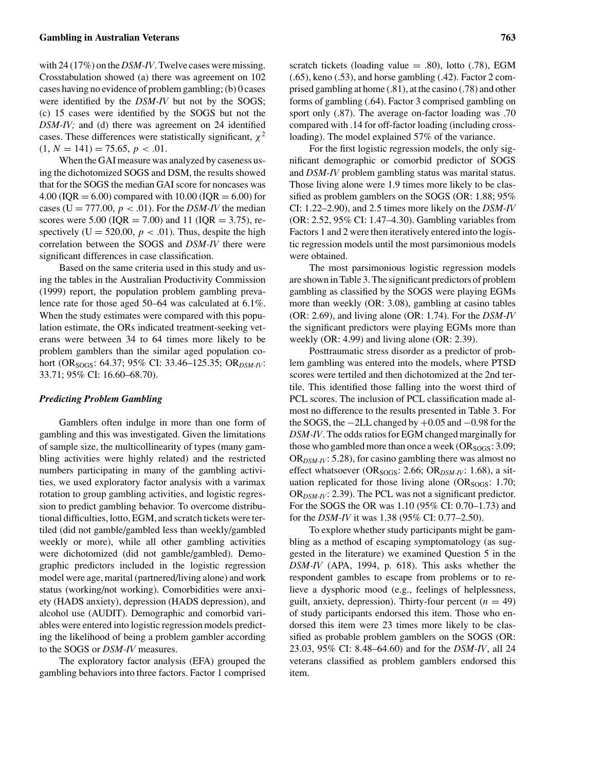with 24 (17%) on the *DSM-IV*. Twelve cases were missing. Crosstabulation showed (a) there was agreement on 102 cases having no evidence of problem gambling; (b) 0 cases were identified by the *DSM-IV* but not by the SOGS; (c) 15 cases were identified by the SOGS but not the *DSM-IV;* and (d) there was agreement on 24 identified cases. These differences were statistically significant, $\chi^2$ $(1, N = 141) = 75.65$, $p < .01$.

When the GAI measure was analyzed by caseness using the dichotomized SOGS and DSM, the results showed that for the SOGS the median GAI score for noncases was 4.00 (IQR = 6.00) compared with 10.00 (IQR = 6.00) for cases (U = 777.00, $p < .01$). For the *DSM-IV* the median scores were 5.00 (IQR = 7.00) and 11 (IQR = 3.75), respectively (U = 520.00, $p < .01$). Thus, despite the high correlation between the SOGS and *DSM-IV* there were significant differences in case classification.

Based on the same criteria used in this study and using the tables in the Australian Productivity Commission (1999) report, the population problem gambling prevalence rate for those aged 50–64 was calculated at 6.1%. When the study estimates were compared with this population estimate, the ORs indicated treatment-seeking veterans were between 34 to 64 times more likely to be problem gamblers than the similar aged population cohort ($OR_{SOGS}$: 64.37; 95% CI: 33.46–125.35; $OR_{DSM\text{-}IV}$: 33.71; 95% CI: 16.60–68.70).

### *Predicting Problem Gambling*

Gamblers often indulge in more than one form of gambling and this was investigated. Given the limitations of sample size, the multicollinearity of types (many gambling activities were highly related) and the restricted numbers participating in many of the gambling activities, we used exploratory factor analysis with a varimax rotation to group gambling activities, and logistic regression to predict gambling behavior. To overcome distributional difficulties, lotto, EGM, and scratch tickets were tertiled (did not gamble/gambled less than weekly/gambled weekly or more), while all other gambling activities were dichotomized (did not gamble/gambled). Demographic predictors included in the logistic regression model were age, marital (partnered/living alone) and work status (working/not working). Comorbidities were anxiety (HADS anxiety), depression (HADS depression), and alcohol use (AUDIT). Demographic and comorbid variables were entered into logistic regression models predicting the likelihood of being a problem gambler according to the SOGS or *DSM-IV* measures.

The exploratory factor analysis (EFA) grouped the gambling behaviors into three factors. Factor 1 comprised scratch tickets (loading value = .80), lotto (.78), EGM (.65), keno (.53), and horse gambling (.42). Factor 2 comprised gambling at home (.81), at the casino (.78) and other forms of gambling (.64). Factor 3 comprised gambling on sport only (.87). The average on-factor loading was .70 compared with .14 for off-factor loading (including cross-loading). The model explained 57% of the variance.

For the first logistic regression models, the only significant demographic or comorbid predictor of SOGS and *DSM-IV* problem gambling status was marital status. Those living alone were 1.9 times more likely to be classified as problem gamblers on the SOGS (OR: 1.88; 95% CI: 1.22–2.90), and 2.5 times more likely on the *DSM-IV* (OR: 2.52, 95% CI: 1.47–4.30). Gambling variables from Factors 1 and 2 were then iteratively entered into the logistic regression models until the most parsimonious models were obtained.

The most parsimonious logistic regression models are shown in Table 3. The significant predictors of problem gambling as classified by the SOGS were playing EGMs more than weekly (OR: 3.08), gambling at casino tables (OR: 2.69), and living alone (OR: 1.74). For the *DSM-IV* the significant predictors were playing EGMs more than weekly (OR: 4.99) and living alone (OR: 2.39).

Posttraumatic stress disorder as a predictor of problem gambling was entered into the models, where PTSD scores were tertiled and then dichotomized at the 2nd tertile. This identified those falling into the worst third of PCL scores. The inclusion of PCL classification made almost no difference to the results presented in Table 3. For the SOGS, the −2LL changed by +0.05 and −0.98 for the *DSM-IV*. The odds ratios for EGM changed marginally for those who gambled more than once a week ($OR_{SOGS}$: 3.09; $OR_{DSM\text{-}IV}$: 5.28), for casino gambling there was almost no effect whatsoever ($OR_{SOGS}$: 2.66; $OR_{DSM\text{-}IV}$: 1.68), a situation replicated for those living alone ($OR_{SOGS}$: 1.70; $OR_{DSM\text{-}IV}$: 2.39). The PCL was not a significant predictor. For the SOGS the OR was 1.10 (95% CI: 0.70–1.73) and for the *DSM-IV* it was 1.38 (95% CI: 0.77–2.50).

To explore whether study participants might be gambling as a method of escaping symptomatology (as suggested in the literature) we examined Question 5 in the *DSM-IV* (APA, 1994, p. 618). This asks whether the respondent gambles to escape from problems or to relieve a dysphoric mood (e.g., feelings of helplessness, guilt, anxiety, depression). Thirty-four percent ($n = 49$) of study participants endorsed this item. Those who endorsed this item were 23 times more likely to be classified as probable problem gamblers on the SOGS (OR: 23.03, 95% CI: 8.48–64.60) and for the *DSM-IV*, all 24 veterans classified as problem gamblers endorsed this item.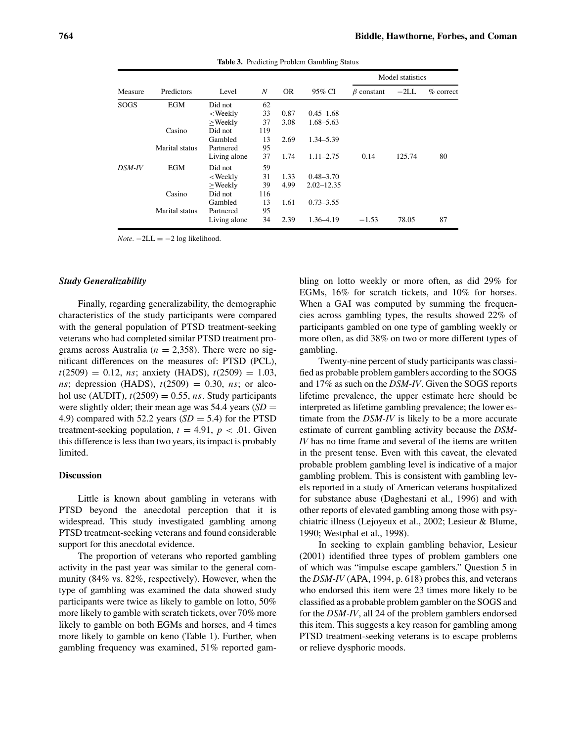**Table 3.** Predicting Problem Gambling Status

| Measure | Predictors | Level | *N* | OR | 95% CI | Model statistics | | |
|---|---|---|---|---|---|---|---|---|
| | | | | | | $\beta$ constant | −2LL | % correct |
| SOGS | EGM | Did not | 62 | | | | | |
| | | <Weekly | 33 | 0.87 | 0.45–1.68 | | | |
| | | ≥Weekly | 37 | 3.08 | 1.68–5.63 | | | |
| | Casino | Did not | 119 | | | | | |
| | | Gambled | 13 | 2.69 | 1.34–5.39 | | | |
| | Marital status | Partnered | 95 | | | | | |
| | | Living alone | 37 | 1.74 | 1.11–2.75 | 0.14 | 125.74 | 80 |
| *DSM-IV* | EGM | Did not | 59 | | | | | |
| | | <Weekly | 31 | 1.33 | 0.48–3.70 | | | |
| | | ≥Weekly | 39 | 4.99 | 2.02–12.35 | | | |
| | Casino | Did not | 116 | | | | | |
| | | Gambled | 13 | 1.61 | 0.73–3.55 | | | |
| | Marital status | Partnered | 95 | | | | | |
| | | Living alone | 34 | 2.39 | 1.36–4.19 | −1.53 | 78.05 | 87 |

*Note.* −2LL = −2 log likelihood.

### *Study Generalizability*

Finally, regarding generalizability, the demographic characteristics of the study participants were compared with the general population of PTSD treatment-seeking veterans who had completed similar PTSD treatment programs across Australia ($n = 2{,}358$). There were no significant differences on the measures of: PTSD (PCL), $t(2509) = 0.12$, *ns*; anxiety (HADS), $t(2509) = 1.03$, *ns*; depression (HADS), $t(2509) = 0.30$, *ns*; or alcohol use (AUDIT), $t(2509) = 0.55$, *ns*. Study participants were slightly older; their mean age was 54.4 years ($SD = 4.9$) compared with 52.2 years ($SD = 5.4$) for the PTSD treatment-seeking population, $t = 4.91$, $p < .01$. Given this difference is less than two years, its impact is probably limited.

## Discussion

Little is known about gambling in veterans with PTSD beyond the anecdotal perception that it is widespread. This study investigated gambling among PTSD treatment-seeking veterans and found considerable support for this anecdotal evidence.

The proportion of veterans who reported gambling activity in the past year was similar to the general community (84% vs. 82%, respectively). However, when the type of gambling was examined the data showed study participants were twice as likely to gamble on lotto, 50% more likely to gamble with scratch tickets, over 70% more likely to gamble on both EGMs and horses, and 4 times more likely to gamble on keno (Table 1). Further, when gambling frequency was examined, 51% reported gambling on lotto weekly or more often, as did 29% for EGMs, 16% for scratch tickets, and 10% for horses. When a GAI was computed by summing the frequencies across gambling types, the results showed 22% of participants gambled on one type of gambling weekly or more often, as did 38% on two or more different types of gambling.

Twenty-nine percent of study participants was classified as probable problem gamblers according to the SOGS and 17% as such on the *DSM-IV*. Given the SOGS reports lifetime prevalence, the upper estimate here should be interpreted as lifetime gambling prevalence; the lower estimate from the *DSM-IV* is likely to be a more accurate estimate of current gambling activity because the *DSM-IV* has no time frame and several of the items are written in the present tense. Even with this caveat, the elevated probable problem gambling level is indicative of a major gambling problem. This is consistent with gambling levels reported in a study of American veterans hospitalized for substance abuse (Daghestani et al., 1996) and with other reports of elevated gambling among those with psychiatric illness (Lejoyeux et al., 2002; Lesieur & Blume, 1990; Westphal et al., 1998).

In seeking to explain gambling behavior, Lesieur (2001) identified three types of problem gamblers one of which was "impulse escape gamblers." Question 5 in the *DSM-IV* (APA, 1994, p. 618) probes this, and veterans who endorsed this item were 23 times more likely to be classified as a probable problem gambler on the SOGS and for the *DSM-IV*, all 24 of the problem gamblers endorsed this item. This suggests a key reason for gambling among PTSD treatment-seeking veterans is to escape problems or relieve dysphoric moods.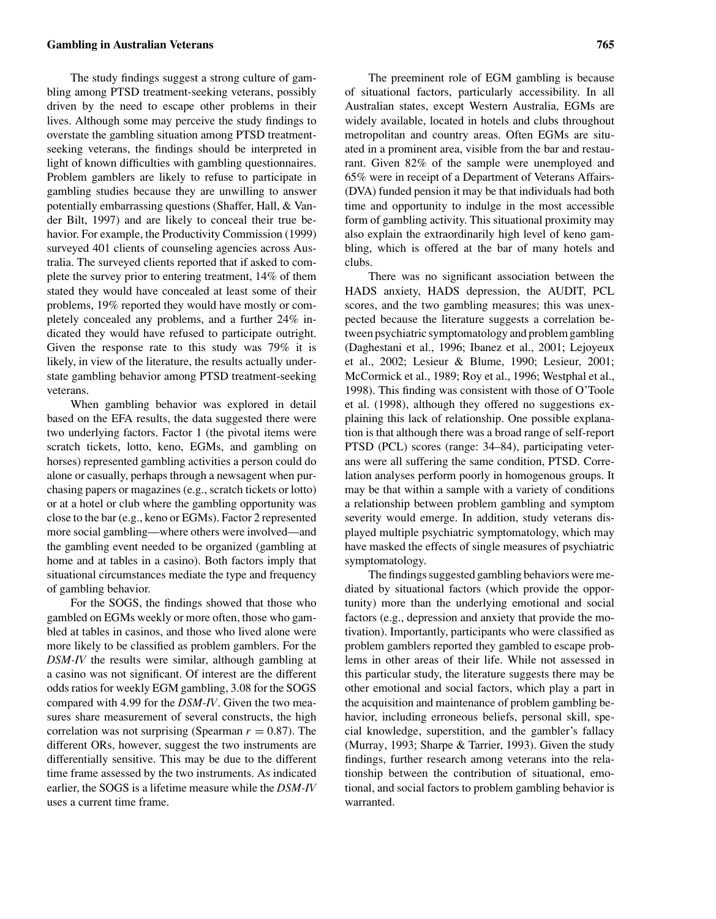The study findings suggest a strong culture of gambling among PTSD treatment-seeking veterans, possibly driven by the need to escape other problems in their lives. Although some may perceive the study findings to overstate the gambling situation among PTSD treatment-seeking veterans, the findings should be interpreted in light of known difficulties with gambling questionnaires. Problem gamblers are likely to refuse to participate in gambling studies because they are unwilling to answer potentially embarrassing questions (Shaffer, Hall, & Vander Bilt, 1997) and are likely to conceal their true behavior. For example, the Productivity Commission (1999) surveyed 401 clients of counseling agencies across Australia. The surveyed clients reported that if asked to complete the survey prior to entering treatment, 14% of them stated they would have concealed at least some of their problems, 19% reported they would have mostly or completely concealed any problems, and a further 24% indicated they would have refused to participate outright. Given the response rate to this study was 79% it is likely, in view of the literature, the results actually understate gambling behavior among PTSD treatment-seeking veterans.

When gambling behavior was explored in detail based on the EFA results, the data suggested there were two underlying factors. Factor 1 (the pivotal items were scratch tickets, lotto, keno, EGMs, and gambling on horses) represented gambling activities a person could do alone or casually, perhaps through a newsagent when purchasing papers or magazines (e.g., scratch tickets or lotto) or at a hotel or club where the gambling opportunity was close to the bar (e.g., keno or EGMs). Factor 2 represented more social gambling—where others were involved—and the gambling event needed to be organized (gambling at home and at tables in a casino). Both factors imply that situational circumstances mediate the type and frequency of gambling behavior.

For the SOGS, the findings showed that those who gambled on EGMs weekly or more often, those who gambled at tables in casinos, and those who lived alone were more likely to be classified as problem gamblers. For the *DSM-IV* the results were similar, although gambling at a casino was not significant. Of interest are the different odds ratios for weekly EGM gambling, 3.08 for the SOGS compared with 4.99 for the *DSM-IV*. Given the two measures share measurement of several constructs, the high correlation was not surprising (Spearman $r = 0.87$). The different ORs, however, suggest the two instruments are differentially sensitive. This may be due to the different time frame assessed by the two instruments. As indicated earlier, the SOGS is a lifetime measure while the *DSM-IV* uses a current time frame.

The preeminent role of EGM gambling is because of situational factors, particularly accessibility. In all Australian states, except Western Australia, EGMs are widely available, located in hotels and clubs throughout metropolitan and country areas. Often EGMs are situated in a prominent area, visible from the bar and restaurant. Given 82% of the sample were unemployed and 65% were in receipt of a Department of Veterans Affairs-(DVA) funded pension it may be that individuals had both time and opportunity to indulge in the most accessible form of gambling activity. This situational proximity may also explain the extraordinarily high level of keno gambling, which is offered at the bar of many hotels and clubs.

There was no significant association between the HADS anxiety, HADS depression, the AUDIT, PCL scores, and the two gambling measures; this was unexpected because the literature suggests a correlation between psychiatric symptomatology and problem gambling (Daghestani et al., 1996; Ibanez et al., 2001; Lejoyeux et al., 2002; Lesieur & Blume, 1990; Lesieur, 2001; McCormick et al., 1989; Roy et al., 1996; Westphal et al., 1998). This finding was consistent with those of O'Toole et al. (1998), although they offered no suggestions explaining this lack of relationship. One possible explanation is that although there was a broad range of self-report PTSD (PCL) scores (range: 34–84), participating veterans were all suffering the same condition, PTSD. Correlation analyses perform poorly in homogenous groups. It may be that within a sample with a variety of conditions a relationship between problem gambling and symptom severity would emerge. In addition, study veterans displayed multiple psychiatric symptomatology, which may have masked the effects of single measures of psychiatric symptomatology.

The findings suggested gambling behaviors were mediated by situational factors (which provide the opportunity) more than the underlying emotional and social factors (e.g., depression and anxiety that provide the motivation). Importantly, participants who were classified as problem gamblers reported they gambled to escape problems in other areas of their life. While not assessed in this particular study, the literature suggests there may be other emotional and social factors, which play a part in the acquisition and maintenance of problem gambling behavior, including erroneous beliefs, personal skill, special knowledge, superstition, and the gambler's fallacy (Murray, 1993; Sharpe & Tarrier, 1993). Given the study findings, further research among veterans into the relationship between the contribution of situational, emotional, and social factors to problem gambling behavior is warranted.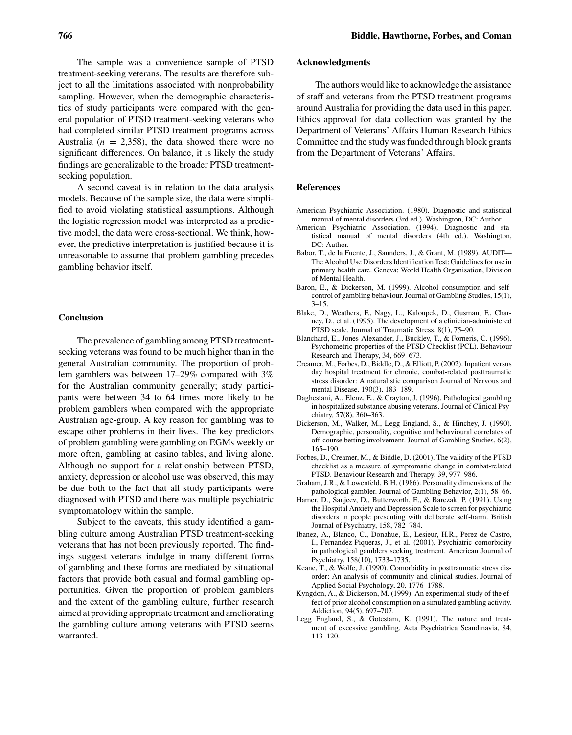The sample was a convenience sample of PTSD treatment-seeking veterans. The results are therefore subject to all the limitations associated with nonprobability sampling. However, when the demographic characteristics of study participants were compared with the general population of PTSD treatment-seeking veterans who had completed similar PTSD treatment programs across Australia ($n = 2{,}358$), the data showed there were no significant differences. On balance, it is likely the study findings are generalizable to the broader PTSD treatment-seeking population.

A second caveat is in relation to the data analysis models. Because of the sample size, the data were simplified to avoid violating statistical assumptions. Although the logistic regression model was interpreted as a predictive model, the data were cross-sectional. We think, however, the predictive interpretation is justified because it is unreasonable to assume that problem gambling precedes gambling behavior itself.

## Conclusion

The prevalence of gambling among PTSD treatment-seeking veterans was found to be much higher than in the general Australian community. The proportion of problem gamblers was between 17–29% compared with 3% for the Australian community generally; study participants were between 34 to 64 times more likely to be problem gamblers when compared with the appropriate Australian age-group. A key reason for gambling was to escape other problems in their lives. The key predictors of problem gambling were gambling on EGMs weekly or more often, gambling at casino tables, and living alone. Although no support for a relationship between PTSD, anxiety, depression or alcohol use was observed, this may be due both to the fact that all study participants were diagnosed with PTSD and there was multiple psychiatric symptomatology within the sample.

Subject to the caveats, this study identified a gambling culture among Australian PTSD treatment-seeking veterans that has not been previously reported. The findings suggest veterans indulge in many different forms of gambling and these forms are mediated by situational factors that provide both casual and formal gambling opportunities. Given the proportion of problem gamblers and the extent of the gambling culture, further research aimed at providing appropriate treatment and ameliorating the gambling culture among veterans with PTSD seems warranted.

## Acknowledgments

The authors would like to acknowledge the assistance of staff and veterans from the PTSD treatment programs around Australia for providing the data used in this paper. Ethics approval for data collection was granted by the Department of Veterans' Affairs Human Research Ethics Committee and the study was funded through block grants from the Department of Veterans' Affairs.

## References

American Psychiatric Association. (1980). Diagnostic and statistical manual of mental disorders (3rd ed.). Washington, DC: Author.

American Psychiatric Association. (1994). Diagnostic and statistical manual of mental disorders (4th ed.). Washington, DC: Author.

Babor, T., de la Fuente, J., Saunders, J., & Grant, M. (1989). AUDIT—The Alcohol Use Disorders Identification Test: Guidelines for use in primary health care. Geneva: World Health Organisation, Division of Mental Health.

Baron, E., & Dickerson, M. (1999). Alcohol consumption and self-control of gambling behaviour. Journal of Gambling Studies, 15(1), 3–15.

Blake, D., Weathers, F., Nagy, L., Kaloupek, D., Gusman, F., Charney, D., et al. (1995). The development of a clinician-administered PTSD scale. Journal of Traumatic Stress, 8(1), 75–90.

Blanchard, E., Jones-Alexander, J., Buckley, T., & Forneris, C. (1996). Psychometric properties of the PTSD Checklist (PCL). Behaviour Research and Therapy, 34, 669–673.

Creamer, M., Forbes, D., Biddle, D., & Elliott, P. (2002). Inpatient versus day hospital treatment for chronic, combat-related posttraumatic stress disorder: A naturalistic comparison Journal of Nervous and mental Disease, 190(3), 183–189.

Daghestani, A., Elenz, E., & Crayton, J. (1996). Pathological gambling in hospitalized substance abusing veterans. Journal of Clinical Psychiatry, 57(8), 360–363.

Dickerson, M., Walker, M., Legg England, S., & Hinchey, J. (1990). Demographic, personality, cognitive and behavioural correlates of off-course betting involvement. Journal of Gambling Studies, 6(2), 165–190.

Forbes, D., Creamer, M., & Biddle, D. (2001). The validity of the PTSD checklist as a measure of symptomatic change in combat-related PTSD. Behaviour Research and Therapy, 39, 977–986.

Graham, J.R., & Lowenfeld, B.H. (1986). Personality dimensions of the pathological gambler. Journal of Gambling Behavior, 2(1), 58–66.

Hamer, D., Sanjeev, D., Butterworth, E., & Barczak, P. (1991). Using the Hospital Anxiety and Depression Scale to screen for psychiatric disorders in people presenting with deliberate self-harm. British Journal of Psychiatry, 158, 782–784.

Ibanez, A., Blanco, C., Donahue, E., Lesieur, H.R., Perez de Castro, I., Fernandez-Piqueras, J., et al. (2001). Psychiatric comorbidity in pathological gamblers seeking treatment. American Journal of Psychiatry, 158(10), 1733–1735.

Keane, T., & Wolfe, J. (1990). Comorbidity in posttraumatic stress disorder: An analysis of community and clinical studies. Journal of Applied Social Psychology, 20, 1776–1788.

Kyngdon, A., & Dickerson, M. (1999). An experimental study of the effect of prior alcohol consumption on a simulated gambling activity. Addiction, 94(5), 697–707.

Legg England, S., & Gotestam, K. (1991). The nature and treatment of excessive gambling. Acta Psychiatrica Scandinavia, 84, 113–120.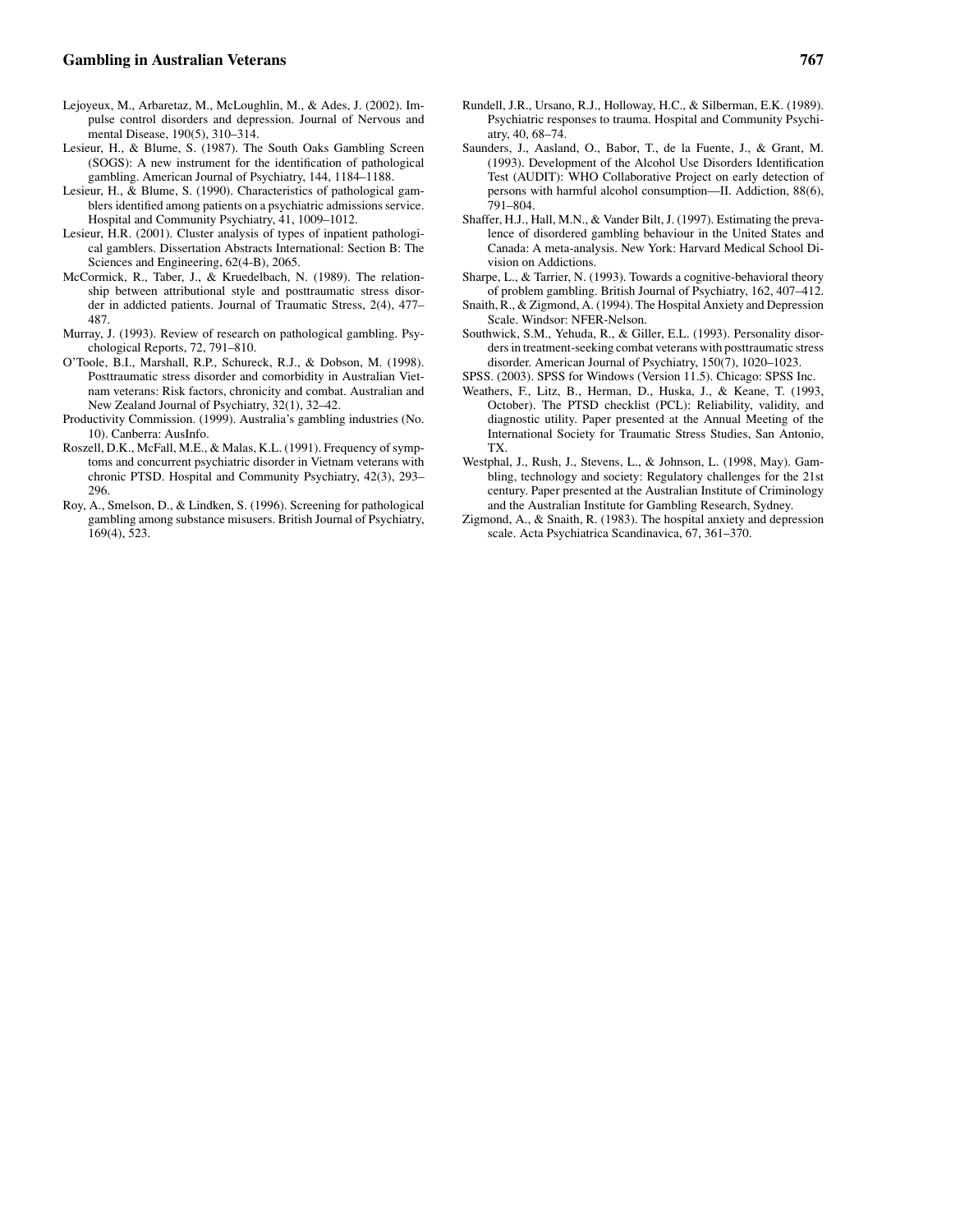Lejoyeux, M., Arbaretaz, M., McLoughlin, M., & Ades, J. (2002). Impulse control disorders and depression. Journal of Nervous and mental Disease, 190(5), 310–314.

Lesieur, H., & Blume, S. (1987). The South Oaks Gambling Screen (SOGS): A new instrument for the identification of pathological gambling. American Journal of Psychiatry, 144, 1184–1188.

Lesieur, H., & Blume, S. (1990). Characteristics of pathological gamblers identified among patients on a psychiatric admissions service. Hospital and Community Psychiatry, 41, 1009–1012.

Lesieur, H.R. (2001). Cluster analysis of types of inpatient pathological gamblers. Dissertation Abstracts International: Section B: The Sciences and Engineering, 62(4-B), 2065.

McCormick, R., Taber, J., & Kruedelbach, N. (1989). The relationship between attributional style and posttraumatic stress disorder in addicted patients. Journal of Traumatic Stress, 2(4), 477–487.

Murray, J. (1993). Review of research on pathological gambling. Psychological Reports, 72, 791–810.

O'Toole, B.I., Marshall, R.P., Schureck, R.J., & Dobson, M. (1998). Posttraumatic stress disorder and comorbidity in Australian Vietnam veterans: Risk factors, chronicity and combat. Australian and New Zealand Journal of Psychiatry, 32(1), 32–42.

Productivity Commission. (1999). Australia's gambling industries (No. 10). Canberra: AusInfo.

Roszell, D.K., McFall, M.E., & Malas, K.L. (1991). Frequency of symptoms and concurrent psychiatric disorder in Vietnam veterans with chronic PTSD. Hospital and Community Psychiatry, 42(3), 293–296.

Roy, A., Smelson, D., & Lindken, S. (1996). Screening for pathological gambling among substance misusers. British Journal of Psychiatry, 169(4), 523.

Rundell, J.R., Ursano, R.J., Holloway, H.C., & Silberman, E.K. (1989). Psychiatric responses to trauma. Hospital and Community Psychiatry, 40, 68–74.

Saunders, J., Aasland, O., Babor, T., de la Fuente, J., & Grant, M. (1993). Development of the Alcohol Use Disorders Identification Test (AUDIT): WHO Collaborative Project on early detection of persons with harmful alcohol consumption—II. Addiction, 88(6), 791–804.

Shaffer, H.J., Hall, M.N., & Vander Bilt, J. (1997). Estimating the prevalence of disordered gambling behaviour in the United States and Canada: A meta-analysis. New York: Harvard Medical School Division on Addictions.

Sharpe, L., & Tarrier, N. (1993). Towards a cognitive-behavioral theory of problem gambling. British Journal of Psychiatry, 162, 407–412.

Snaith, R., & Zigmond, A. (1994). The Hospital Anxiety and Depression Scale. Windsor: NFER-Nelson.

Southwick, S.M., Yehuda, R., & Giller, E.L. (1993). Personality disorders in treatment-seeking combat veterans with posttraumatic stress disorder. American Journal of Psychiatry, 150(7), 1020–1023.

SPSS. (2003). SPSS for Windows (Version 11.5). Chicago: SPSS Inc.

Weathers, F., Litz, B., Herman, D., Huska, J., & Keane, T. (1993, October). The PTSD checklist (PCL): Reliability, validity, and diagnostic utility. Paper presented at the Annual Meeting of the International Society for Traumatic Stress Studies, San Antonio, TX.

Westphal, J., Rush, J., Stevens, L., & Johnson, L. (1998, May). Gambling, technology and society: Regulatory challenges for the 21st century. Paper presented at the Australian Institute of Criminology and the Australian Institute for Gambling Research, Sydney.

Zigmond, A., & Snaith, R. (1983). The hospital anxiety and depression scale. Acta Psychiatrica Scandinavica, 67, 361–370.